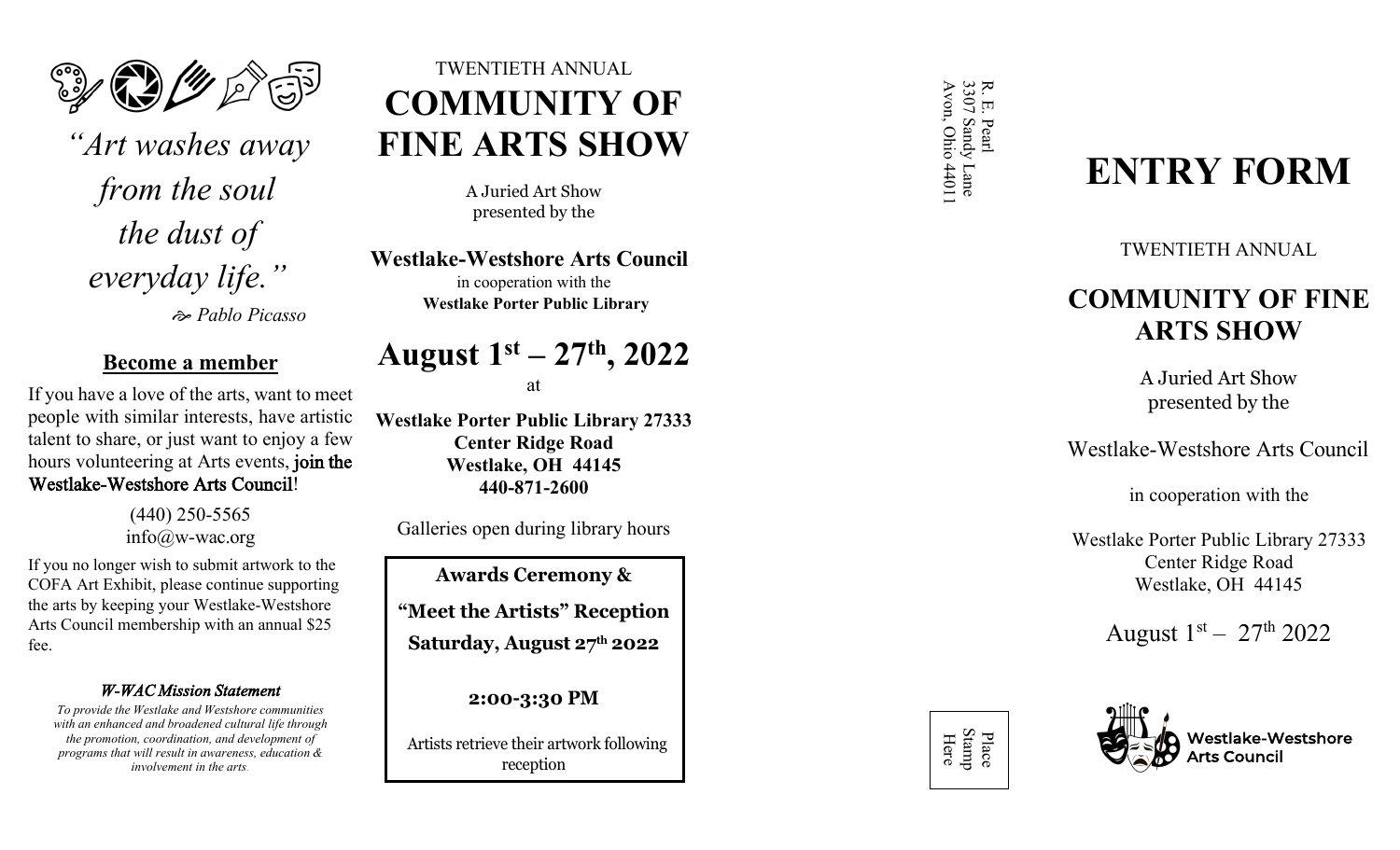*"Art washes away from the soul the dust of everyday life."*

*Pablo Picasso*

## Become a member

If you have a love of the arts, want to meet people with similar interests, have artistic talent to share, or just want to enjoy a few hours volunteering at Arts events, **join the Westlake-Westshore Arts Council**!

(440) 250-5565
info@w-wac.org

If you no longer wish to submit artwork to the COFA Art Exhibit, please continue supporting the arts by keeping your Westlake-Westshore Arts Council membership with an annual $25 fee.

***W-WAC Mission Statement***

*To provide the Westlake and Westshore communities with an enhanced and broadened cultural life through the promotion, coordination, and development of programs that will result in awareness, education & involvement in the arts.*

TWENTIETH ANNUAL

# COMMUNITY OF FINE ARTS SHOW

A Juried Art Show presented by the

**Westlake-Westshore Arts Council**

in cooperation with the

**Westlake Porter Public Library**

## August 1st – 27th, 2022

at

**Westlake Porter Public Library 27333 Center Ridge Road**
**Westlake, OH 44145**
**440-871-2600**

Galleries open during library hours

**Awards Ceremony &**

**"Meet the Artists" Reception**

**Saturday, August 27th 2022**

**2:00-3:30 PM**

Artists retrieve their artwork following reception

R. E. Pearl
3307 Sandy Lane
Avon, Ohio 44011

Place Stamp Here

# ENTRY FORM

TWENTIETH ANNUAL

## COMMUNITY OF FINE ARTS SHOW

A Juried Art Show presented by the

Westlake-Westshore Arts Council

in cooperation with the

Westlake Porter Public Library 27333 Center Ridge Road
Westlake, OH 44145

August 1st – 27th 2022

Westlake-Westshore Arts Council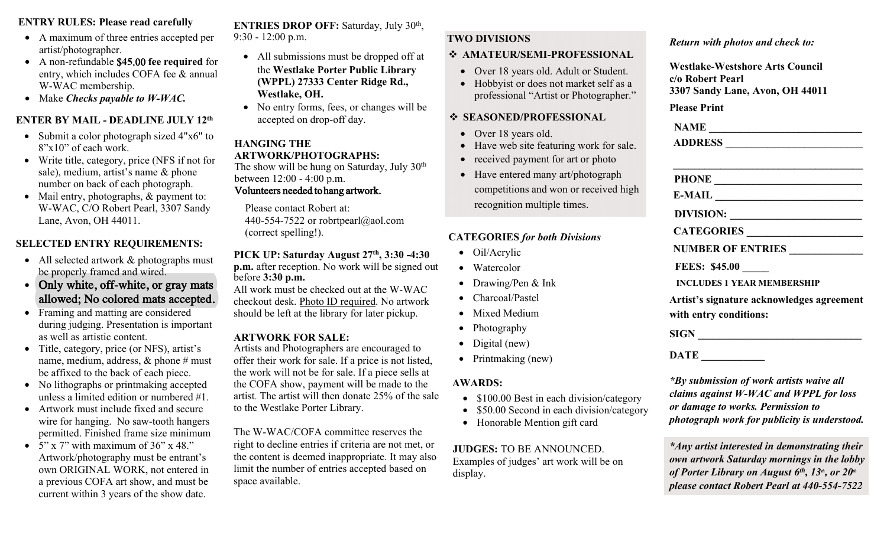## ENTRY RULES: Please read carefully

- A maximum of three entries accepted per artist/photographer.
- A non-refundable **$45.00 fee required** for entry, which includes COFA fee & annual W-WAC membership.
- Make ***Checks payable to W-WAC.***

## ENTER BY MAIL - DEADLINE JULY 12th

- Submit a color photograph sized 4"x6" to 8"x10" of each work.
- Write title, category, price (NFS if not for sale), medium, artist's name & phone number on back of each photograph.
- Mail entry, photographs, & payment to: W-WAC, C/O Robert Pearl, 3307 Sandy Lane, Avon, OH 44011.

## SELECTED ENTRY REQUIREMENTS:

- All selected artwork & photographs must be properly framed and wired.
- Only white, off-white, or gray mats allowed; No colored mats accepted.
- Framing and matting are considered during judging. Presentation is important as well as artistic content.
- Title, category, price (or NFS), artist's name, medium, address, & phone # must be affixed to the back of each piece.
- No lithographs or printmaking accepted unless a limited edition or numbered #1.
- Artwork must include fixed and secure wire for hanging. No saw-tooth hangers permitted. Finished frame size minimum
- 5" x 7" with maximum of 36" x 48." Artwork/photography must be entrant's own ORIGINAL WORK, not entered in a previous COFA art show, and must be current within 3 years of the show date.

**ENTRIES DROP OFF:** Saturday, July 30th, 9:30 - 12:00 p.m.

- All submissions must be dropped off at the **Westlake Porter Public Library (WPPL) 27333 Center Ridge Rd., Westlake, OH.**
- No entry forms, fees, or changes will be accepted on drop-off day.

## HANGING THE ARTWORK/PHOTOGRAPHS:

The show will be hung on Saturday, July 30th between 12:00 - 4:00 p.m.

**Volunteers needed to hang artwork.**

Please contact Robert at:
440-554-7522 or robrtpearl@aol.com
(correct spelling!).

**PICK UP: Saturday August 27th, 3:30 -4:30 p.m.** after reception. No work will be signed out before **3:30 p.m.**
All work must be checked out at the W-WAC checkout desk. Photo ID required. No artwork should be left at the library for later pickup.

## ARTWORK FOR SALE:

Artists and Photographers are encouraged to offer their work for sale. If a price is not listed, the work will not be for sale. If a piece sells at the COFA show, payment will be made to the artist. The artist will then donate 25% of the sale to the Westlake Porter Library.

The W-WAC/COFA committee reserves the right to decline entries if criteria are not met, or the content is deemed inappropriate. It may also limit the number of entries accepted based on space available.

## TWO DIVISIONS

### ❖ AMATEUR/SEMI-PROFESSIONAL

- Over 18 years old. Adult or Student.
- Hobbyist or does not market self as a professional "Artist or Photographer."

### ❖ SEASONED/PROFESSIONAL

- Over 18 years old.
- Have web site featuring work for sale.
- received payment for art or photo
- Have entered many art/photograph competitions and won or received high recognition multiple times.

## CATEGORIES *for both Divisions*

- Oil/Acrylic
- Watercolor
- Drawing/Pen & Ink
- Charcoal/Pastel
- Mixed Medium
- Photography
- Digital (new)
- Printmaking (new)

## AWARDS:

- $100.00 Best in each division/category
- $50.00 Second in each division/category
- Honorable Mention gift card

**JUDGES:** TO BE ANNOUNCED. Examples of judges' art work will be on display.

***Return with photos and check to:***

**Westlake-Westshore Arts Council**
**c/o Robert Pearl**
**3307 Sandy Lane, Avon, OH 44011**

**Please Print**

**NAME** ______________________________

**ADDRESS** ___________________________

_____________________________________

**PHONE** _____________________________

**E-MAIL** _____________________________

**DIVISION:** __________________________

**CATEGORIES** ________________________

**NUMBER OF ENTRIES** ______________

**FEES: $45.00** _____

**INCLUDES 1 YEAR MEMBERSHIP**

**Artist's signature acknowledges agreement with entry conditions:**

**SIGN** ________________________________

**DATE** ____________

***\*By submission of work artists waive all claims against W-WAC and WPPL for loss or damage to works. Permission to photograph work for publicity is understood.***

***\*Any artist interested in demonstrating their own artwork Saturday mornings in the lobby of Porter Library on August 6th, 13th, or 20th please contact Robert Pearl at 440-554-7522***